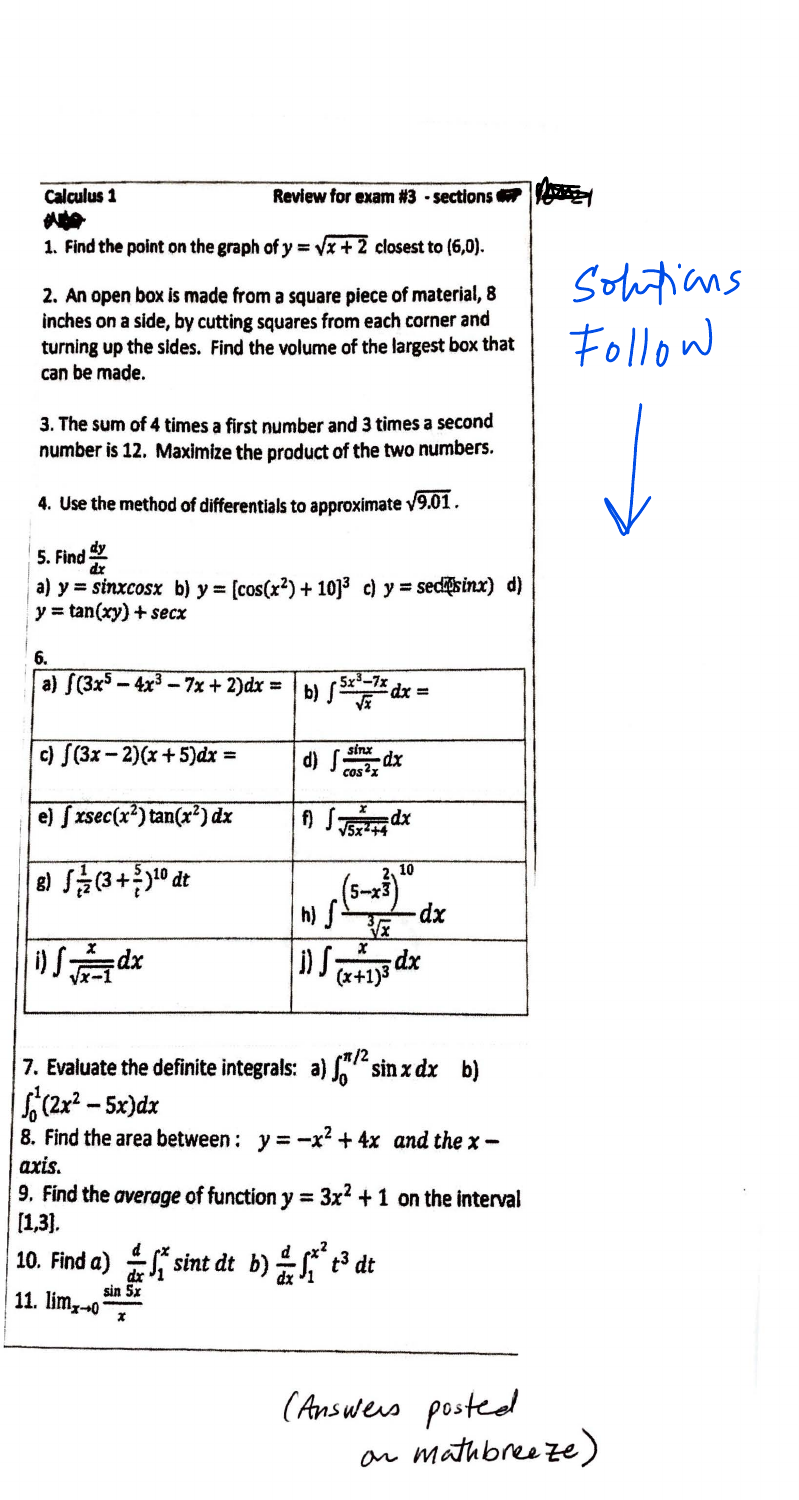**Calculus 1** Review for exam #3 - sections

Solutions Follow ↓

1. Find the point on the graph of $y = \sqrt{x+2}$ closest to (6,0).

2. An open box is made from a square piece of material, 8 inches on a side, by cutting squares from each corner and turning up the sides. Find the volume of the largest box that can be made.

3. The sum of 4 times a first number and 3 times a second number is 12. Maximize the product of the two numbers.

4. Use the method of differentials to approximate $\sqrt{9.01}$.

5. Find $\frac{dy}{dx}$
a) $y = \sin x \cos x$ b) $y = [\cos(x^2) + 10]^3$ c) $y = \sec(\sin x)$ d) $y = \tan(xy) + \sec x$

6.

| | |
|---|---|
| a) $\int (3x^5 - 4x^3 - 7x + 2)dx =$ | b) $\int \frac{5x^3 - 7x}{\sqrt{x}} dx =$ |
| c) $\int (3x-2)(x+5)dx =$ | d) $\int \frac{\sin x}{\cos^2 x} dx$ |
| e) $\int x\sec(x^2)\tan(x^2)\,dx$ | f) $\int \frac{x}{\sqrt{5x^2+4}} dx$ |
| g) $\int \frac{1}{t^2}(3 + \frac{5}{t})^{10}\,dt$ | h) $\int \frac{\left(5 - x^{\frac{2}{3}}\right)^{10}}{\sqrt[3]{x}} dx$ |
| i) $\int \frac{x}{\sqrt{x-1}} dx$ | j) $\int \frac{x}{(x+1)^3} dx$ |

7. Evaluate the definite integrals: a) $\int_0^{\pi/2} \sin x\, dx$ b) $\int_0^{-1} (2x^2 - 5x)dx$

8. Find the area between: $y = -x^2 + 4x$ and the x-axis.

9. Find the *average* of function $y = 3x^2 + 1$ on the interval [1,3].

10. Find a) $\frac{d}{dx}\int_1^x \sin t\, dt$ b) $\frac{d}{dx}\int_1^{x^2} t^3\, dt$

11. $\lim_{x \to 0} \frac{\sin 5x}{x}$

(Answers posted on mathbreeze)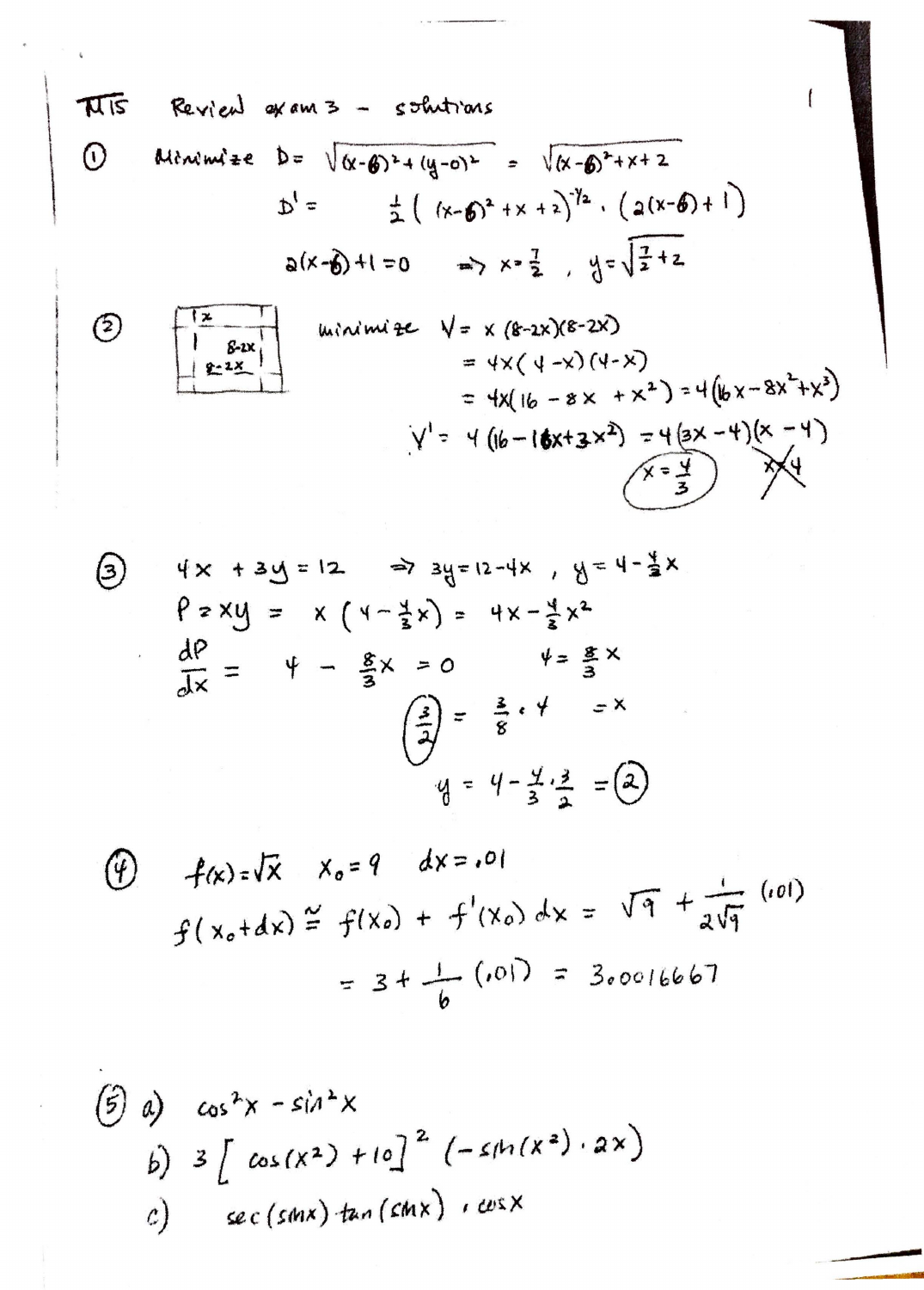M15 Review exam 3 - solutions

① Minimize $D = \sqrt{(x-6)^2 + (y-0)^2} = \sqrt{(x-6)^2 + x + 2}$

$D' = \frac{1}{2}\left((x-6)^2 + x + 2\right)^{-1/2} \cdot \left(2(x-6) + 1\right)$

$2(x-6) + 1 = 0 \Rightarrow x = \frac{7}{2}, \quad y = \sqrt{\frac{7}{2} + 2}$

② [sketch: box with corners $x$, sides $8-2x$, $8-2x$]

minimize $V = x(8-2x)(8-2x)$

$= 4x(4-x)(4-x)$

$= 4x(16 - 8x + x^2) = 4(16x - 8x^2 + x^3)$

$V' = 4(16 - 16x + 3x^2) = 4(3x-4)(x-4)$

$x = \frac{4}{3}$ (circled), $x = 4$ (crossed out)

③ $4x + 3y = 12 \Rightarrow 3y = 12 - 4x, \quad y = 4 - \frac{4}{3}x$

$P = xy = x\left(4 - \frac{4}{3}x\right) = 4x - \frac{4}{3}x^2$

$\frac{dP}{dx} = 4 - \frac{8}{3}x = 0 \qquad 4 = \frac{8}{3}x$

$\frac{3}{2} = \frac{3}{8} \cdot 4 = x$

$y = 4 - \frac{4}{3} \cdot \frac{3}{2} = 2$

④ $f(x) = \sqrt{x} \quad x_0 = 9 \quad dx = .01$

$f(x_0 + dx) \cong f(x_0) + f'(x_0)\,dx = \sqrt{9} + \frac{1}{2\sqrt{9}}(.01)$

$= 3 + \frac{1}{6}(.01) = 3.0016667$

⑤ a) $\cos^2 x - \sin^2 x$

b) $3\left[\cos(x^2) + 10\right]^2 \left(-\sin(x^2) \cdot 2x\right)$

c) $\sec(\sin x)\tan(\sin x) \cdot \cos x$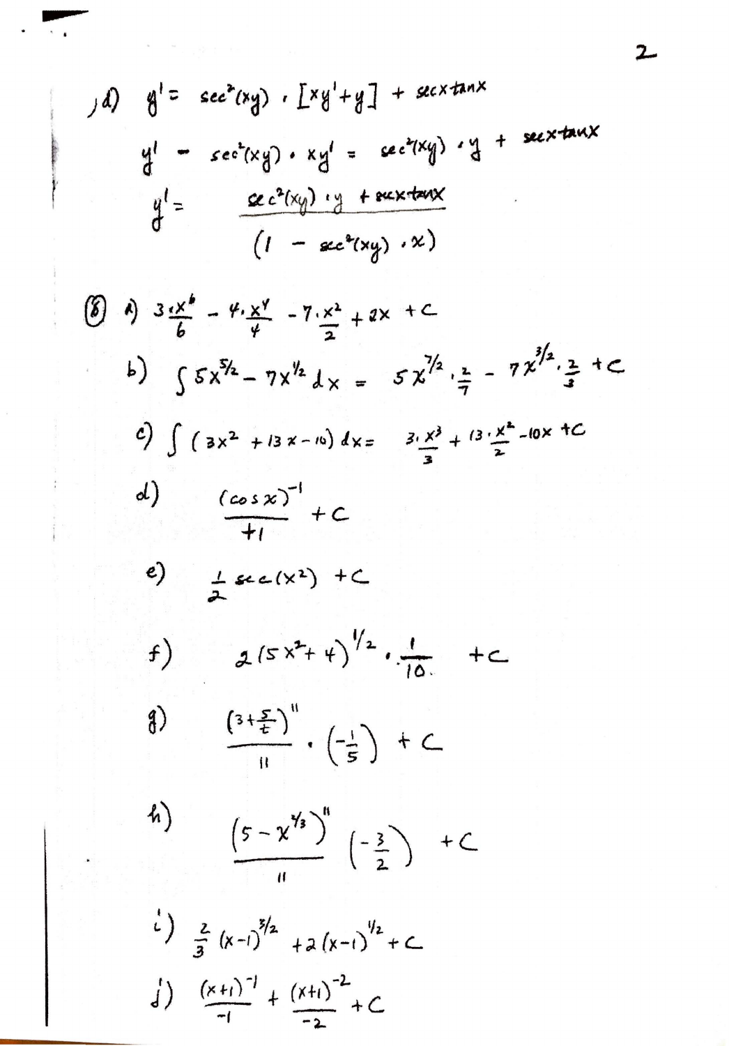d) $y' = \sec^2(xy) \cdot [xy' + y] + \sec x \tan x$

$y' - \sec^2(xy) \cdot xy' = \sec^2(xy) \cdot y + \sec x \tan x$

$$y' = \frac{\sec^2(xy) \cdot y + \sec x \tan x}{(1 - \sec^2(xy) \cdot x)}$$

(8) a) $3 \cdot \frac{x^6}{6} - 4 \cdot \frac{x^4}{4} - 7 \cdot \frac{x^2}{2} + 2x + C$

b) $\int 5x^{5/2} - 7x^{1/2} \, dx = 5x^{7/2} \cdot \frac{2}{7} - 7x^{3/2} \cdot \frac{2}{3} + C$

c) $\int (3x^2 + 13x - 10) \, dx = 3 \cdot \frac{x^3}{3} + 13 \cdot \frac{x^2}{2} - 10x + C$

d) $\frac{(\cos x)^{-1}}{+1} + C$

e) $\frac{1}{2} \sec(x^2) + C$

f) $2(5x^2 + 4)^{1/2} \cdot \frac{1}{10} + C$

g) $\frac{(3 + \frac{5}{t})^{11}}{11} \cdot \left(-\frac{1}{5}\right) + C$

h) $\frac{(5 - x^{4/3})^{11}}{11} \left(-\frac{3}{2}\right) + C$

i) $\frac{2}{3}(x-1)^{3/2} + 2(x-1)^{1/2} + C$

j) $\frac{(x+1)^{-1}}{-1} + \frac{(x+1)^{-2}}{-2} + C$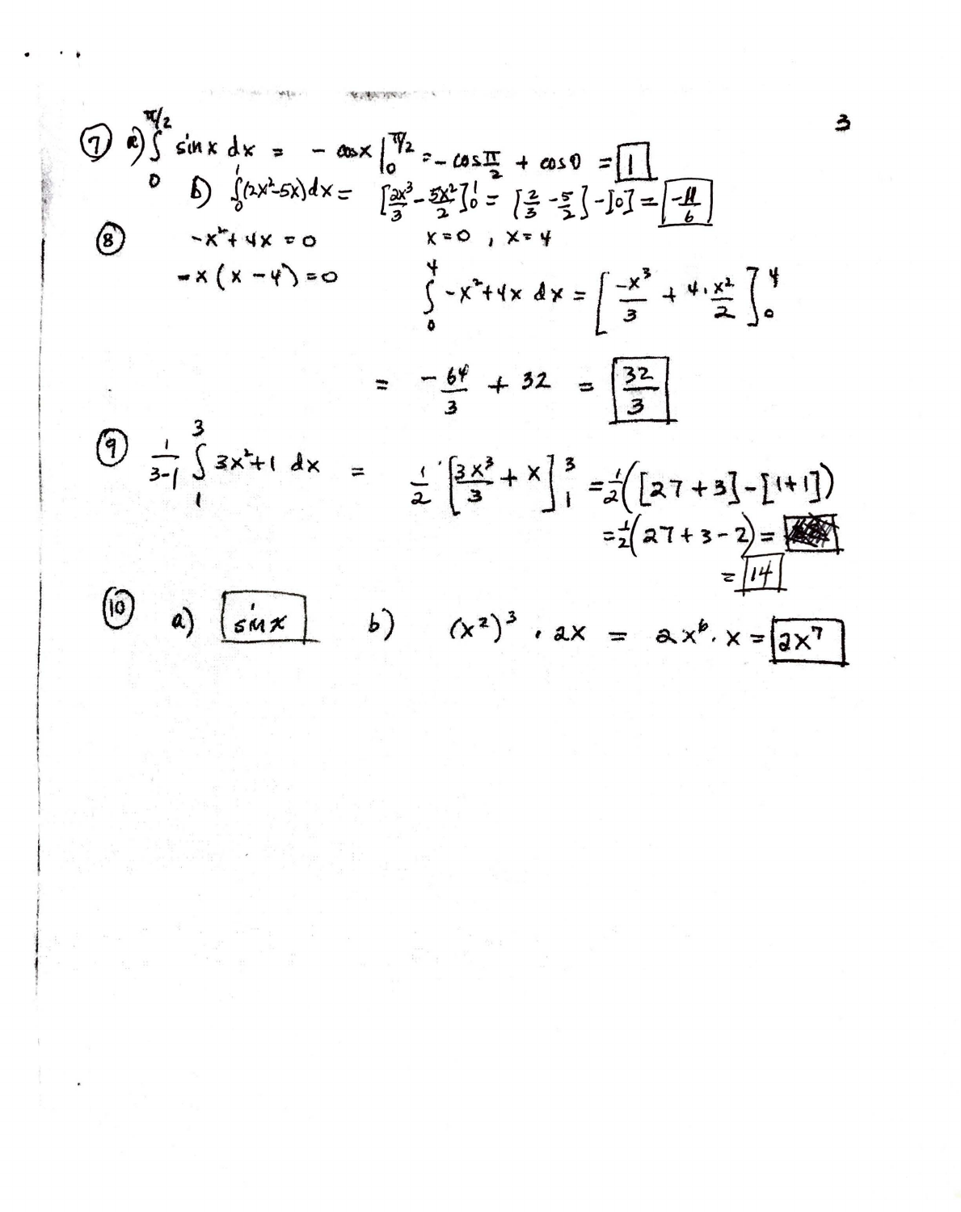⑦ a) $\int_0^{\pi/2} \sin x \, dx = -\cos x \Big|_0^{\pi/2} = -\cos\frac{\pi}{2} + \cos 0 = \boxed{1}$

b) $\int_0^1 (2x^2 - 5x)\,dx = \left[\frac{2x^3}{3} - \frac{5x^2}{2}\right]_0^1 = \left[\frac{2}{3} - \frac{5}{2}\right] - [0] = \boxed{-\frac{11}{6}}$

⑧ $-x^2 + 4x = 0$

$-x(x-4) = 0$

$x = 0, \; x = 4$

$\int_0^4 -x^2 + 4x \, dx = \left[\frac{-x^3}{3} + 4 \cdot \frac{x^2}{2}\right]_0^4$

$= -\frac{64}{3} + 32 = \boxed{\frac{32}{3}}$

⑨ $\frac{1}{3-1} \int_1^3 3x^2 + 1 \, dx = \frac{1}{2}\left[\frac{3x^3}{3} + x\right]_1^3 = \frac{1}{2}\left([27+3] - [1+1]\right)$

$= \frac{1}{2}(27 + 3 - 2) =$

$= \boxed{14}$

⑩ a) $\boxed{\sin x}$ b) $(x^2)^3 \cdot 2x = 2x^6 \cdot x = \boxed{2x^7}$